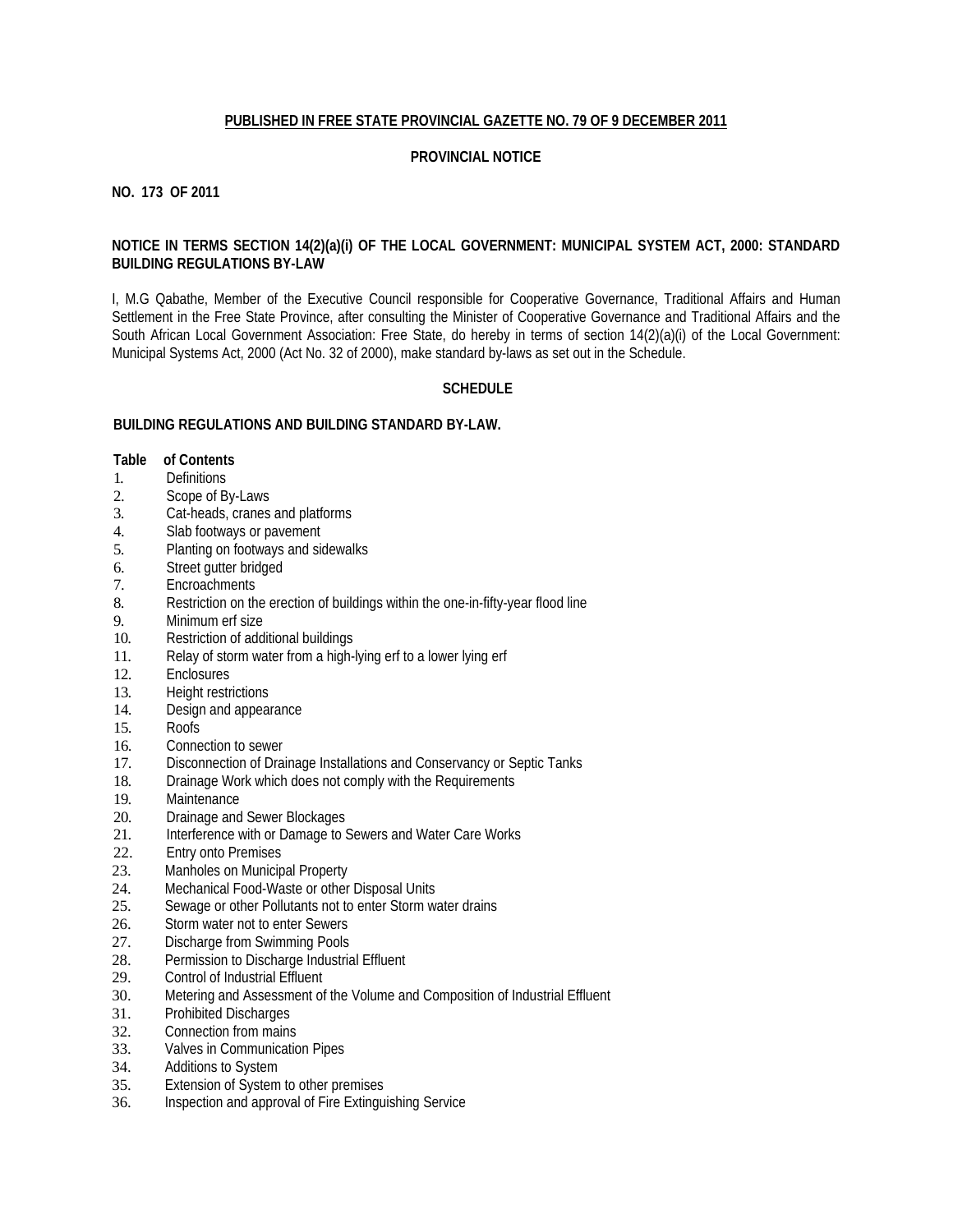**PUBLISHED IN FREE STATE PROVINCIAL GAZETTE NO. 79 OF 9 DECEMBER 2011**

**PROVINCIAL NOTICE**

**NO. 173 OF 2011**

**NOTICE IN TERMS SECTION 14(2)(a)(i) OF THE LOCAL GOVERNMENT: MUNICIPAL SYSTEM ACT, 2000: STANDARD BUILDING REGULATIONS BY-LAW**

I, M.G Qabathe, Member of the Executive Council responsible for Cooperative Governance, Traditional Affairs and Human Settlement in the Free State Province, after consulting the Minister of Cooperative Governance and Traditional Affairs and the South African Local Government Association: Free State, do hereby in terms of section 14(2)(a)(i) of the Local Government: Municipal Systems Act, 2000 (Act No. 32 of 2000), make standard by-laws as set out in the Schedule.

**SCHEDULE**

**BUILDING REGULATIONS AND BUILDING STANDARD BY-LAW.**

**Table of Contents**

1. Definitions
2. Scope of By-Laws
3. Cat-heads, cranes and platforms
4. Slab footways or pavement
5. Planting on footways and sidewalks
6. Street gutter bridged
7. Encroachments
8. Restriction on the erection of buildings within the one-in-fifty-year flood line
9. Minimum erf size
10. Restriction of additional buildings
11. Relay of storm water from a high-lying erf to a lower lying erf
12. Enclosures
13. Height restrictions
14. Design and appearance
15. Roofs
16. Connection to sewer
17. Disconnection of Drainage Installations and Conservancy or Septic Tanks
18. Drainage Work which does not comply with the Requirements
19. Maintenance
20. Drainage and Sewer Blockages
21. Interference with or Damage to Sewers and Water Care Works
22. Entry onto Premises
23. Manholes on Municipal Property
24. Mechanical Food-Waste or other Disposal Units
25. Sewage or other Pollutants not to enter Storm water drains
26. Storm water not to enter Sewers
27. Discharge from Swimming Pools
28. Permission to Discharge Industrial Effluent
29. Control of Industrial Effluent
30. Metering and Assessment of the Volume and Composition of Industrial Effluent
31. Prohibited Discharges
32. Connection from mains
33. Valves in Communication Pipes
34. Additions to System
35. Extension of System to other premises
36. Inspection and approval of Fire Extinguishing Service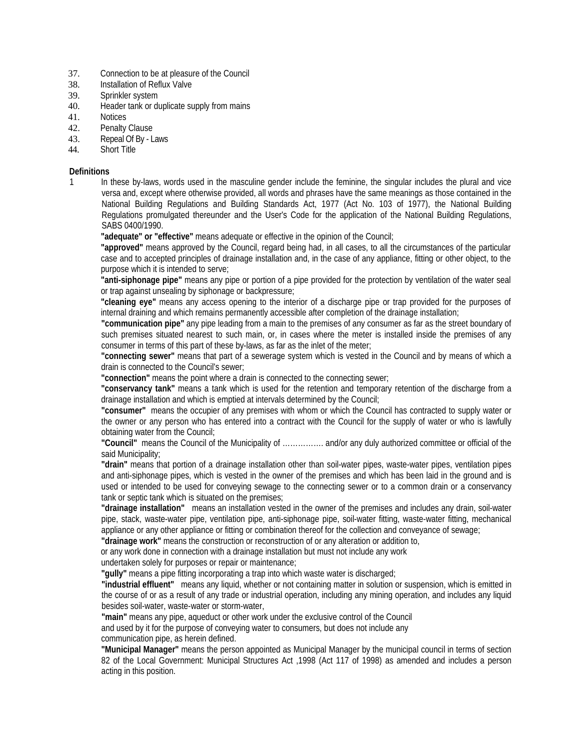37. Connection to be at pleasure of the Council
38. Installation of Reflux Valve
39. Sprinkler system
40. Header tank or duplicate supply from mains
41. Notices
42. Penalty Clause
43. Repeal Of By - Laws
44. Short Title

**Definitions**

1 In these by-laws, words used in the masculine gender include the feminine, the singular includes the plural and vice versa and, except where otherwise provided, all words and phrases have the same meanings as those contained in the National Building Regulations and Building Standards Act, 1977 (Act No. 103 of 1977), the National Building Regulations promulgated thereunder and the User's Code for the application of the National Building Regulations, SABS 0400/1990.

**"adequate" or "effective"** means adequate or effective in the opinion of the Council;

**"approved"** means approved by the Council, regard being had, in all cases, to all the circumstances of the particular case and to accepted principles of drainage installation and, in the case of any appliance, fitting or other object, to the purpose which it is intended to serve;

**"anti-siphonage pipe"** means any pipe or portion of a pipe provided for the protection by ventilation of the water seal or trap against unsealing by siphonage or backpressure;

**"cleaning eye"** means any access opening to the interior of a discharge pipe or trap provided for the purposes of internal draining and which remains permanently accessible after completion of the drainage installation;

**"communication pipe"** any pipe leading from a main to the premises of any consumer as far as the street boundary of such premises situated nearest to such main, or, in cases where the meter is installed inside the premises of any consumer in terms of this part of these by-laws, as far as the inlet of the meter;

**"connecting sewer"** means that part of a sewerage system which is vested in the Council and by means of which a drain is connected to the Council's sewer;

**"connection"** means the point where a drain is connected to the connecting sewer;

**"conservancy tank"** means a tank which is used for the retention and temporary retention of the discharge from a drainage installation and which is emptied at intervals determined by the Council;

**"consumer"** means the occupier of any premises with whom or which the Council has contracted to supply water or the owner or any person who has entered into a contract with the Council for the supply of water or who is lawfully obtaining water from the Council;

**"Council"** means the Council of the Municipality of ……………. and/or any duly authorized committee or official of the said Municipality;

**"drain"** means that portion of a drainage installation other than soil-water pipes, waste-water pipes, ventilation pipes and anti-siphonage pipes, which is vested in the owner of the premises and which has been laid in the ground and is used or intended to be used for conveying sewage to the connecting sewer or to a common drain or a conservancy tank or septic tank which is situated on the premises;

**"drainage installation"** means an installation vested in the owner of the premises and includes any drain, soil-water pipe, stack, waste-water pipe, ventilation pipe, anti-siphonage pipe, soil-water fitting, waste-water fitting, mechanical appliance or any other appliance or fitting or combination thereof for the collection and conveyance of sewage;

**"drainage work"** means the construction or reconstruction of or any alteration or addition to, or any work done in connection with a drainage installation but must not include any work undertaken solely for purposes or repair or maintenance;

**"gully"** means a pipe fitting incorporating a trap into which waste water is discharged;

**"industrial effluent"** means any liquid, whether or not containing matter in solution or suspension, which is emitted in the course of or as a result of any trade or industrial operation, including any mining operation, and includes any liquid besides soil-water, waste-water or storm-water,

**"main"** means any pipe, aqueduct or other work under the exclusive control of the Council and used by it for the purpose of conveying water to consumers, but does not include any communication pipe, as herein defined.

**"Municipal Manager"** means the person appointed as Municipal Manager by the municipal council in terms of section 82 of the Local Government: Municipal Structures Act ,1998 (Act 117 of 1998) as amended and includes a person acting in this position.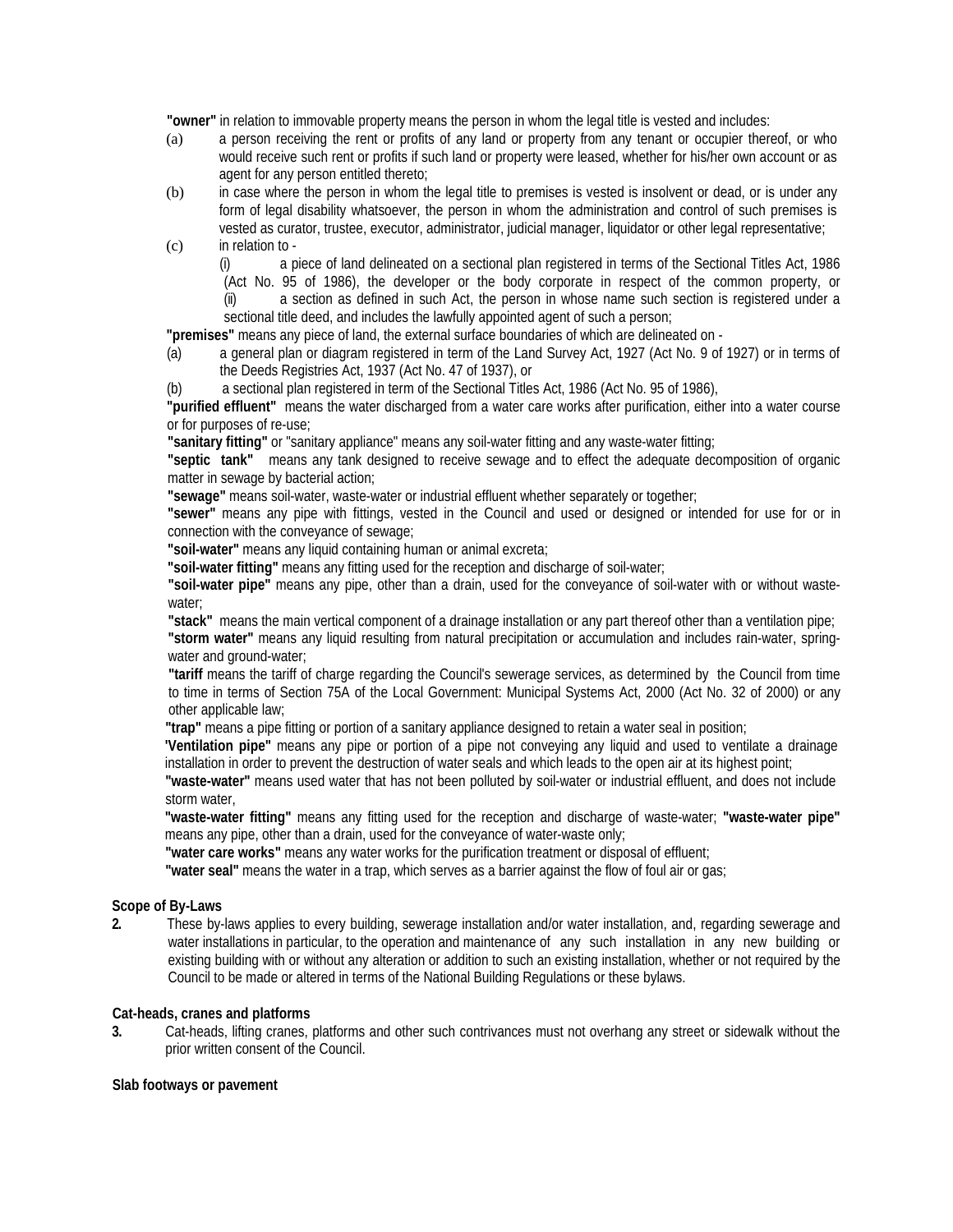**"owner"** in relation to immovable property means the person in whom the legal title is vested and includes:

(a) a person receiving the rent or profits of any land or property from any tenant or occupier thereof, or who would receive such rent or profits if such land or property were leased, whether for his/her own account or as agent for any person entitled thereto;

(b) in case where the person in whom the legal title to premises is vested is insolvent or dead, or is under any form of legal disability whatsoever, the person in whom the administration and control of such premises is vested as curator, trustee, executor, administrator, judicial manager, liquidator or other legal representative;

(c) in relation to -

(i) a piece of land delineated on a sectional plan registered in terms of the Sectional Titles Act, 1986 (Act No. 95 of 1986), the developer or the body corporate in respect of the common property, or

(ii) a section as defined in such Act, the person in whose name such section is registered under a sectional title deed, and includes the lawfully appointed agent of such a person;

**"premises"** means any piece of land, the external surface boundaries of which are delineated on -

(a) a general plan or diagram registered in term of the Land Survey Act, 1927 (Act No. 9 of 1927) or in terms of the Deeds Registries Act, 1937 (Act No. 47 of 1937), or

(b) a sectional plan registered in term of the Sectional Titles Act, 1986 (Act No. 95 of 1986),

**"purified effluent"** means the water discharged from a water care works after purification, either into a water course or for purposes of re-use;

**"sanitary fitting"** or "sanitary appliance" means any soil-water fitting and any waste-water fitting;

**"septic tank"** means any tank designed to receive sewage and to effect the adequate decomposition of organic matter in sewage by bacterial action;

**"sewage"** means soil-water, waste-water or industrial effluent whether separately or together;

**"sewer"** means any pipe with fittings, vested in the Council and used or designed or intended for use for or in connection with the conveyance of sewage;

**"soil-water"** means any liquid containing human or animal excreta;

**"soil-water fitting"** means any fitting used for the reception and discharge of soil-water;

**"soil-water pipe"** means any pipe, other than a drain, used for the conveyance of soil-water with or without waste-water;

**"stack"** means the main vertical component of a drainage installation or any part thereof other than a ventilation pipe;

**"storm water"** means any liquid resulting from natural precipitation or accumulation and includes rain-water, spring-water and ground-water;

**"tariff** means the tariff of charge regarding the Council's sewerage services, as determined by the Council from time to time in terms of Section 75A of the Local Government: Municipal Systems Act, 2000 (Act No. 32 of 2000) or any other applicable law;

**"trap"** means a pipe fitting or portion of a sanitary appliance designed to retain a water seal in position;

**'Ventilation pipe"** means any pipe or portion of a pipe not conveying any liquid and used to ventilate a drainage installation in order to prevent the destruction of water seals and which leads to the open air at its highest point;

**"waste-water"** means used water that has not been polluted by soil-water or industrial effluent, and does not include storm water,

**"waste-water fitting"** means any fitting used for the reception and discharge of waste-water; **"waste-water pipe"** means any pipe, other than a drain, used for the conveyance of water-waste only;

**"water care works"** means any water works for the purification treatment or disposal of effluent;

**"water seal"** means the water in a trap, which serves as a barrier against the flow of foul air or gas;

**Scope of By-Laws**

**2.** These by-laws applies to every building, sewerage installation and/or water installation, and, regarding sewerage and water installations in particular, to the operation and maintenance of any such installation in any new building or existing building with or without any alteration or addition to such an existing installation, whether or not required by the Council to be made or altered in terms of the National Building Regulations or these bylaws.

**Cat-heads, cranes and platforms**

**3.** Cat-heads, lifting cranes, platforms and other such contrivances must not overhang any street or sidewalk without the prior written consent of the Council.

**Slab footways or pavement**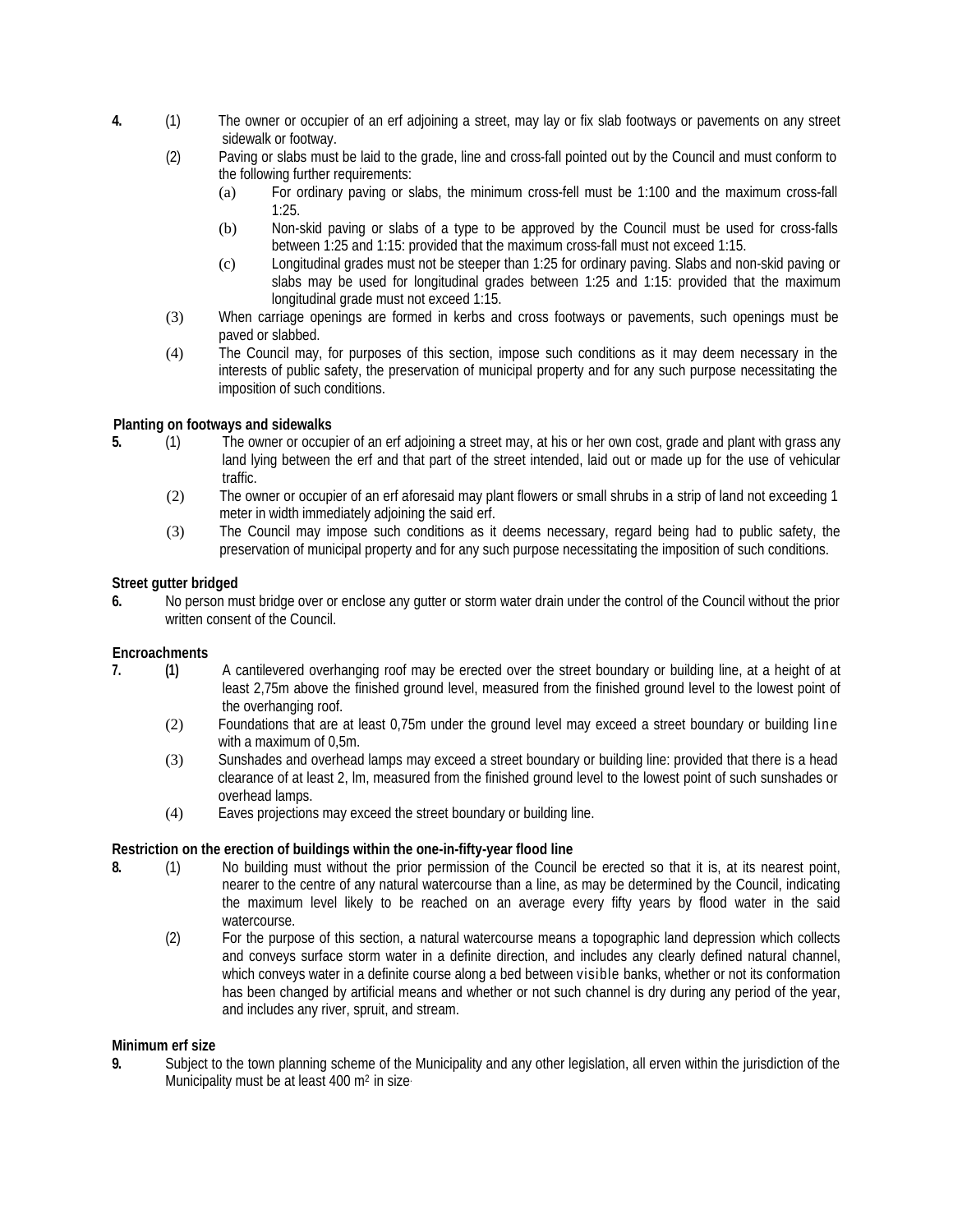**4.** (1) The owner or occupier of an erf adjoining a street, may lay or fix slab footways or pavements on any street sidewalk or footway.

(2) Paving or slabs must be laid to the grade, line and cross-fall pointed out by the Council and must conform to the following further requirements:

(a) For ordinary paving or slabs, the minimum cross-fell must be 1:100 and the maximum cross-fall 1:25.

(b) Non-skid paving or slabs of a type to be approved by the Council must be used for cross-falls between 1:25 and 1:15: provided that the maximum cross-fall must not exceed 1:15.

(c) Longitudinal grades must not be steeper than 1:25 for ordinary paving. Slabs and non-skid paving or slabs may be used for longitudinal grades between 1:25 and 1:15: provided that the maximum longitudinal grade must not exceed 1:15.

(3) When carriage openings are formed in kerbs and cross footways or pavements, such openings must be paved or slabbed.

(4) The Council may, for purposes of this section, impose such conditions as it may deem necessary in the interests of public safety, the preservation of municipal property and for any such purpose necessitating the imposition of such conditions.

**Planting on footways and sidewalks**

**5.** (1) The owner or occupier of an erf adjoining a street may, at his or her own cost, grade and plant with grass any land lying between the erf and that part of the street intended, laid out or made up for the use of vehicular traffic.

(2) The owner or occupier of an erf aforesaid may plant flowers or small shrubs in a strip of land not exceeding 1 meter in width immediately adjoining the said erf.

(3) The Council may impose such conditions as it deems necessary, regard being had to public safety, the preservation of municipal property and for any such purpose necessitating the imposition of such conditions.

**Street gutter bridged**

**6.** No person must bridge over or enclose any gutter or storm water drain under the control of the Council without the prior written consent of the Council.

**Encroachments**

**7.** **(1)** A cantilevered overhanging roof may be erected over the street boundary or building line, at a height of at least 2,75m above the finished ground level, measured from the finished ground level to the lowest point of the overhanging roof.

(2) Foundations that are at least 0,75m under the ground level may exceed a street boundary or building line with a maximum of 0,5m.

(3) Sunshades and overhead lamps may exceed a street boundary or building line: provided that there is a head clearance of at least 2, lm, measured from the finished ground level to the lowest point of such sunshades or overhead lamps.

(4) Eaves projections may exceed the street boundary or building line.

**Restriction on the erection of buildings within the one-in-fifty-year flood line**

**8.** (1) No building must without the prior permission of the Council be erected so that it is, at its nearest point, nearer to the centre of any natural watercourse than a line, as may be determined by the Council, indicating the maximum level likely to be reached on an average every fifty years by flood water in the said watercourse.

(2) For the purpose of this section, a natural watercourse means a topographic land depression which collects and conveys surface storm water in a definite direction, and includes any clearly defined natural channel, which conveys water in a definite course along a bed between visible banks, whether or not its conformation has been changed by artificial means and whether or not such channel is dry during any period of the year, and includes any river, spruit, and stream.

**Minimum erf size**

**9.** Subject to the town planning scheme of the Municipality and any other legislation, all erven within the jurisdiction of the Municipality must be at least 400 $m^2$ in size.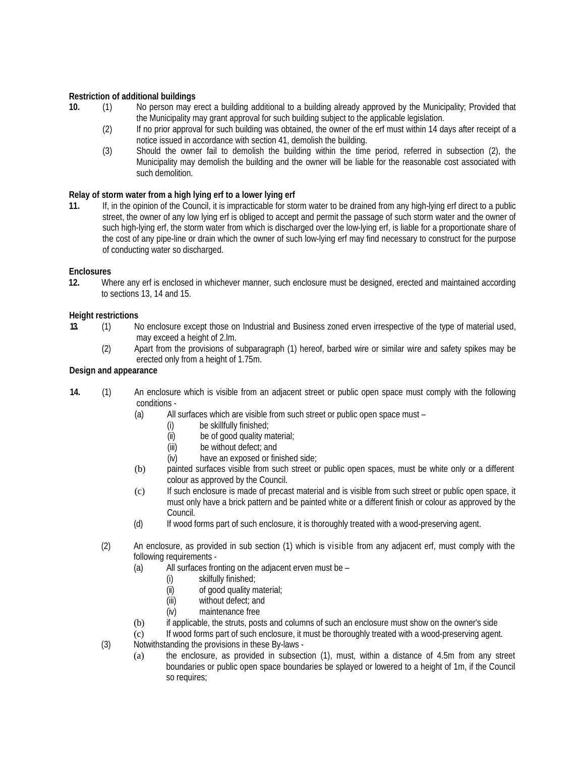**Restriction of additional buildings**

**10.** (1) No person may erect a building additional to a building already approved by the Municipality; Provided that the Municipality may grant approval for such building subject to the applicable legislation.

(2) If no prior approval for such building was obtained, the owner of the erf must within 14 days after receipt of a notice issued in accordance with section 41, demolish the building.

(3) Should the owner fail to demolish the building within the time period, referred in subsection (2), the Municipality may demolish the building and the owner will be liable for the reasonable cost associated with such demolition.

**Relay of storm water from a high lying erf to a lower lying erf**

**11.** If, in the opinion of the Council, it is impracticable for storm water to be drained from any high-lying erf direct to a public street, the owner of any low lying erf is obliged to accept and permit the passage of such storm water and the owner of such high-lying erf, the storm water from which is discharged over the low-lying erf, is liable for a proportionate share of the cost of any pipe-line or drain which the owner of such low-lying erf may find necessary to construct for the purpose of conducting water so discharged.

**Enclosures**

**12.** Where any erf is enclosed in whichever manner, such enclosure must be designed, erected and maintained according to sections 13, 14 and 15.

**Height restrictions**

**13.** (1) No enclosure except those on Industrial and Business zoned erven irrespective of the type of material used, may exceed a height of 2.lm.

(2) Apart from the provisions of subparagraph (1) hereof, barbed wire or similar wire and safety spikes may be erected only from a height of 1.75m.

**Design and appearance**

**14.** (1) An enclosure which is visible from an adjacent street or public open space must comply with the following conditions -

(a) All surfaces which are visible from such street or public open space must –
   (i) be skillfully finished;
   (ii) be of good quality material;
   (iii) be without defect; and
   (iv) have an exposed or finished side;

(b) painted surfaces visible from such street or public open spaces, must be white only or a different colour as approved by the Council.

(c) If such enclosure is made of precast material and is visible from such street or public open space, it must only have a brick pattern and be painted white or a different finish or colour as approved by the Council.

(d) If wood forms part of such enclosure, it is thoroughly treated with a wood-preserving agent.

(2) An enclosure, as provided in sub section (1) which is visible from any adjacent erf, must comply with the following requirements -

(a) All surfaces fronting on the adjacent erven must be –
   (i) skilfully finished;
   (ii) of good quality material;
   (iii) without defect; and
   (iv) maintenance free

(b) if applicable, the struts, posts and columns of such an enclosure must show on the owner's side

(c) If wood forms part of such enclosure, it must be thoroughly treated with a wood-preserving agent.

(3) Notwithstanding the provisions in these By-laws -

(a) the enclosure, as provided in subsection (1), must, within a distance of 4.5m from any street boundaries or public open space boundaries be splayed or lowered to a height of 1m, if the Council so requires;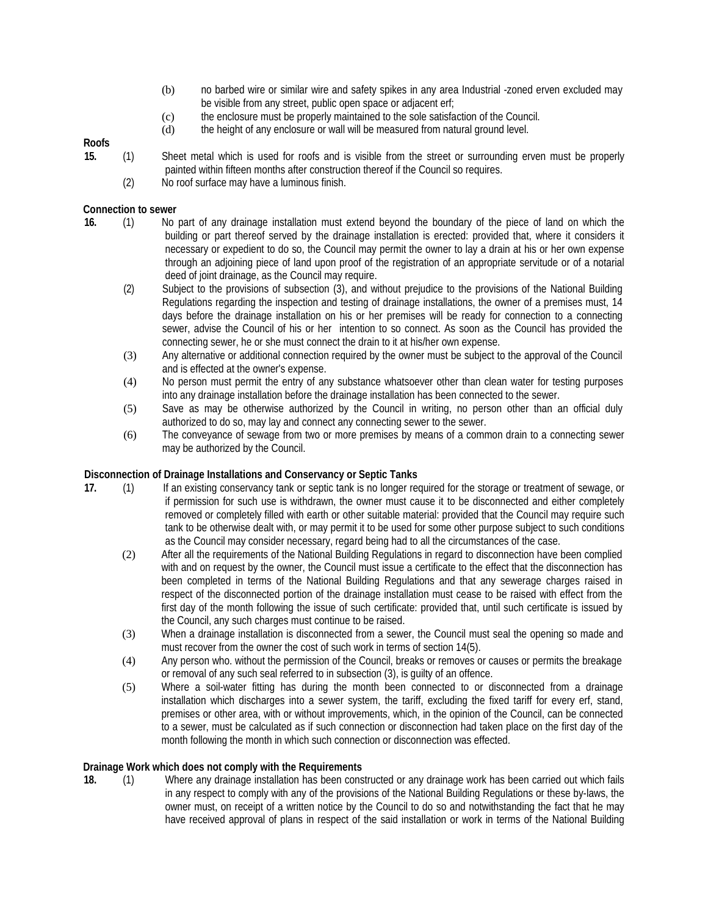(b) no barbed wire or similar wire and safety spikes in any area Industrial -zoned erven excluded may be visible from any street, public open space or adjacent erf;

(c) the enclosure must be properly maintained to the sole satisfaction of the Council.

(d) the height of any enclosure or wall will be measured from natural ground level.

**Roofs**

**15.** (1) Sheet metal which is used for roofs and is visible from the street or surrounding erven must be properly painted within fifteen months after construction thereof if the Council so requires.

(2) No roof surface may have a luminous finish.

**Connection to sewer**

**16.** (1) No part of any drainage installation must extend beyond the boundary of the piece of land on which the building or part thereof served by the drainage installation is erected: provided that, where it considers it necessary or expedient to do so, the Council may permit the owner to lay a drain at his or her own expense through an adjoining piece of land upon proof of the registration of an appropriate servitude or of a notarial deed of joint drainage, as the Council may require.

(2) Subject to the provisions of subsection (3), and without prejudice to the provisions of the National Building Regulations regarding the inspection and testing of drainage installations, the owner of a premises must, 14 days before the drainage installation on his or her premises will be ready for connection to a connecting sewer, advise the Council of his or her intention to so connect. As soon as the Council has provided the connecting sewer, he or she must connect the drain to it at his/her own expense.

(3) Any alternative or additional connection required by the owner must be subject to the approval of the Council and is effected at the owner's expense.

(4) No person must permit the entry of any substance whatsoever other than clean water for testing purposes into any drainage installation before the drainage installation has been connected to the sewer.

(5) Save as may be otherwise authorized by the Council in writing, no person other than an official duly authorized to do so, may lay and connect any connecting sewer to the sewer.

(6) The conveyance of sewage from two or more premises by means of a common drain to a connecting sewer may be authorized by the Council.

**Disconnection of Drainage Installations and Conservancy or Septic Tanks**

**17.** (1) If an existing conservancy tank or septic tank is no longer required for the storage or treatment of sewage, or if permission for such use is withdrawn, the owner must cause it to be disconnected and either completely removed or completely filled with earth or other suitable material: provided that the Council may require such tank to be otherwise dealt with, or may permit it to be used for some other purpose subject to such conditions as the Council may consider necessary, regard being had to all the circumstances of the case.

(2) After all the requirements of the National Building Regulations in regard to disconnection have been complied with and on request by the owner, the Council must issue a certificate to the effect that the disconnection has been completed in terms of the National Building Regulations and that any sewerage charges raised in respect of the disconnected portion of the drainage installation must cease to be raised with effect from the first day of the month following the issue of such certificate: provided that, until such certificate is issued by the Council, any such charges must continue to be raised.

(3) When a drainage installation is disconnected from a sewer, the Council must seal the opening so made and must recover from the owner the cost of such work in terms of section 14(5).

(4) Any person who. without the permission of the Council, breaks or removes or causes or permits the breakage or removal of any such seal referred to in subsection (3), is guilty of an offence.

(5) Where a soil-water fitting has during the month been connected to or disconnected from a drainage installation which discharges into a sewer system, the tariff, excluding the fixed tariff for every erf, stand, premises or other area, with or without improvements, which, in the opinion of the Council, can be connected to a sewer, must be calculated as if such connection or disconnection had taken place on the first day of the month following the month in which such connection or disconnection was effected.

**Drainage Work which does not comply with the Requirements**

**18.** (1) Where any drainage installation has been constructed or any drainage work has been carried out which fails in any respect to comply with any of the provisions of the National Building Regulations or these by-laws, the owner must, on receipt of a written notice by the Council to do so and notwithstanding the fact that he may have received approval of plans in respect of the said installation or work in terms of the National Building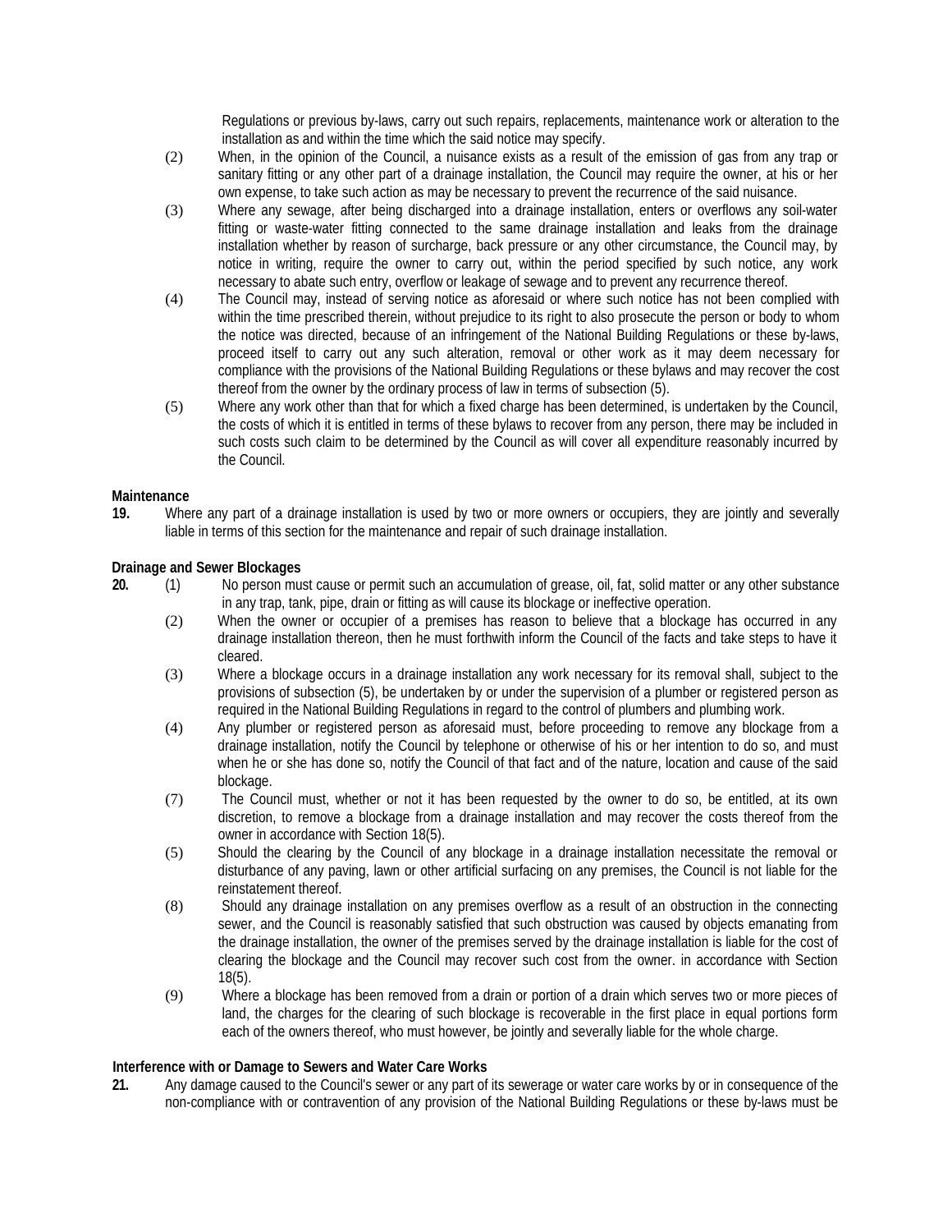Regulations or previous by-laws, carry out such repairs, replacements, maintenance work or alteration to the installation as and within the time which the said notice may specify.

(2) When, in the opinion of the Council, a nuisance exists as a result of the emission of gas from any trap or sanitary fitting or any other part of a drainage installation, the Council may require the owner, at his or her own expense, to take such action as may be necessary to prevent the recurrence of the said nuisance.

(3) Where any sewage, after being discharged into a drainage installation, enters or overflows any soil-water fitting or waste-water fitting connected to the same drainage installation and leaks from the drainage installation whether by reason of surcharge, back pressure or any other circumstance, the Council may, by notice in writing, require the owner to carry out, within the period specified by such notice, any work necessary to abate such entry, overflow or leakage of sewage and to prevent any recurrence thereof.

(4) The Council may, instead of serving notice as aforesaid or where such notice has not been complied with within the time prescribed therein, without prejudice to its right to also prosecute the person or body to whom the notice was directed, because of an infringement of the National Building Regulations or these by-laws, proceed itself to carry out any such alteration, removal or other work as it may deem necessary for compliance with the provisions of the National Building Regulations or these bylaws and may recover the cost thereof from the owner by the ordinary process of law in terms of subsection (5).

(5) Where any work other than that for which a fixed charge has been determined, is undertaken by the Council, the costs of which it is entitled in terms of these bylaws to recover from any person, there may be included in such costs such claim to be determined by the Council as will cover all expenditure reasonably incurred by the Council.

**Maintenance**

**19.** Where any part of a drainage installation is used by two or more owners or occupiers, they are jointly and severally liable in terms of this section for the maintenance and repair of such drainage installation.

**Drainage and Sewer Blockages**

**20.** (1) No person must cause or permit such an accumulation of grease, oil, fat, solid matter or any other substance in any trap, tank, pipe, drain or fitting as will cause its blockage or ineffective operation.

(2) When the owner or occupier of a premises has reason to believe that a blockage has occurred in any drainage installation thereon, then he must forthwith inform the Council of the facts and take steps to have it cleared.

(3) Where a blockage occurs in a drainage installation any work necessary for its removal shall, subject to the provisions of subsection (5), be undertaken by or under the supervision of a plumber or registered person as required in the National Building Regulations in regard to the control of plumbers and plumbing work.

(4) Any plumber or registered person as aforesaid must, before proceeding to remove any blockage from a drainage installation, notify the Council by telephone or otherwise of his or her intention to do so, and must when he or she has done so, notify the Council of that fact and of the nature, location and cause of the said blockage.

(7) The Council must, whether or not it has been requested by the owner to do so, be entitled, at its own discretion, to remove a blockage from a drainage installation and may recover the costs thereof from the owner in accordance with Section 18(5).

(5) Should the clearing by the Council of any blockage in a drainage installation necessitate the removal or disturbance of any paving, lawn or other artificial surfacing on any premises, the Council is not liable for the reinstatement thereof.

(8) Should any drainage installation on any premises overflow as a result of an obstruction in the connecting sewer, and the Council is reasonably satisfied that such obstruction was caused by objects emanating from the drainage installation, the owner of the premises served by the drainage installation is liable for the cost of clearing the blockage and the Council may recover such cost from the owner. in accordance with Section 18(5).

(9) Where a blockage has been removed from a drain or portion of a drain which serves two or more pieces of land, the charges for the clearing of such blockage is recoverable in the first place in equal portions form each of the owners thereof, who must however, be jointly and severally liable for the whole charge.

**Interference with or Damage to Sewers and Water Care Works**

**21.** Any damage caused to the Council's sewer or any part of its sewerage or water care works by or in consequence of the non-compliance with or contravention of any provision of the National Building Regulations or these by-laws must be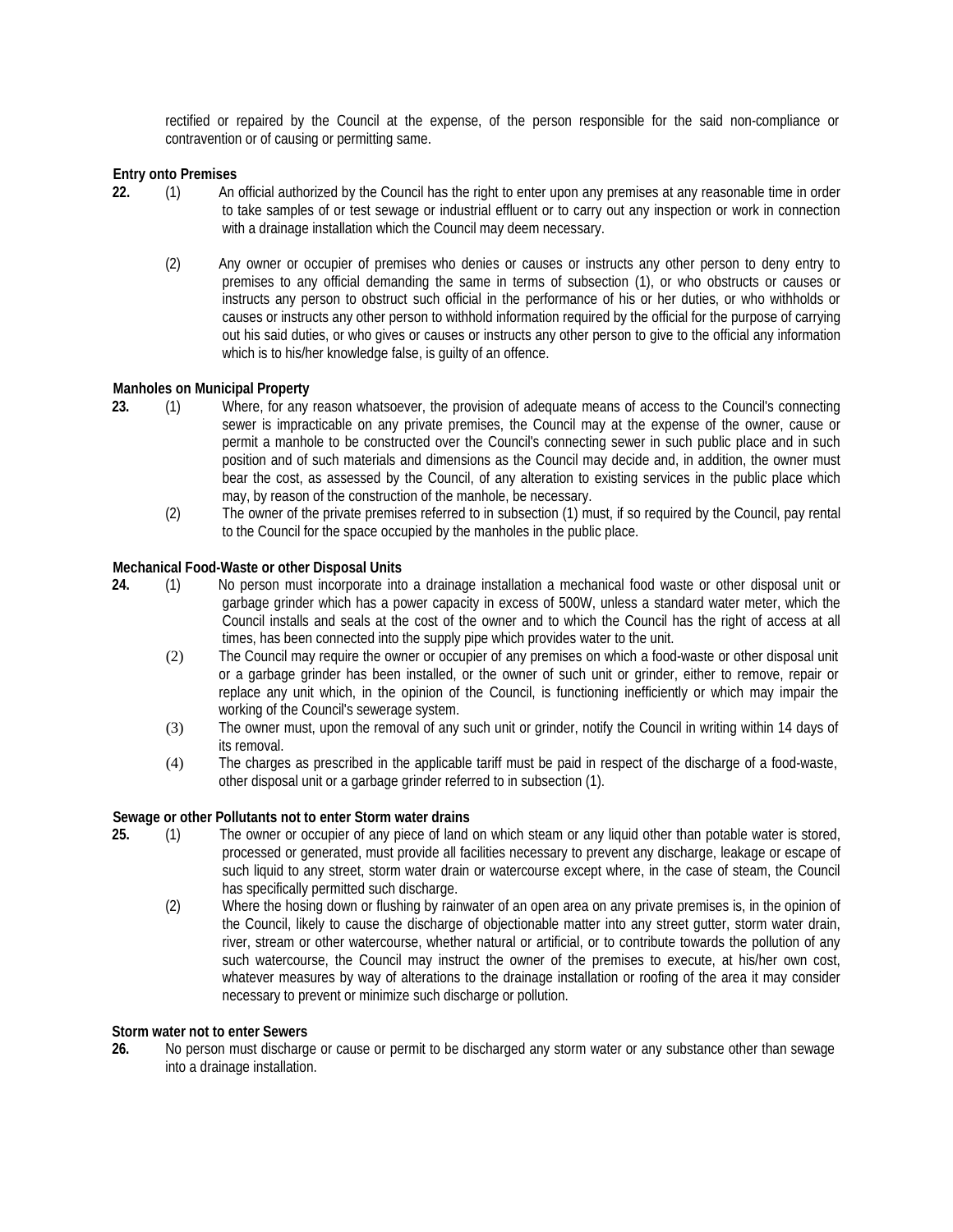rectified or repaired by the Council at the expense, of the person responsible for the said non-compliance or contravention or of causing or permitting same.

**Entry onto Premises**

**22.** (1) An official authorized by the Council has the right to enter upon any premises at any reasonable time in order to take samples of or test sewage or industrial effluent or to carry out any inspection or work in connection with a drainage installation which the Council may deem necessary.

(2) Any owner or occupier of premises who denies or causes or instructs any other person to deny entry to premises to any official demanding the same in terms of subsection (1), or who obstructs or causes or instructs any person to obstruct such official in the performance of his or her duties, or who withholds or causes or instructs any other person to withhold information required by the official for the purpose of carrying out his said duties, or who gives or causes or instructs any other person to give to the official any information which is to his/her knowledge false, is guilty of an offence.

**Manholes on Municipal Property**

**23.** (1) Where, for any reason whatsoever, the provision of adequate means of access to the Council's connecting sewer is impracticable on any private premises, the Council may at the expense of the owner, cause or permit a manhole to be constructed over the Council's connecting sewer in such public place and in such position and of such materials and dimensions as the Council may decide and, in addition, the owner must bear the cost, as assessed by the Council, of any alteration to existing services in the public place which may, by reason of the construction of the manhole, be necessary.

(2) The owner of the private premises referred to in subsection (1) must, if so required by the Council, pay rental to the Council for the space occupied by the manholes in the public place.

**Mechanical Food-Waste or other Disposal Units**

**24.** (1) No person must incorporate into a drainage installation a mechanical food waste or other disposal unit or garbage grinder which has a power capacity in excess of 500W, unless a standard water meter, which the Council installs and seals at the cost of the owner and to which the Council has the right of access at all times, has been connected into the supply pipe which provides water to the unit.

(2) The Council may require the owner or occupier of any premises on which a food-waste or other disposal unit or a garbage grinder has been installed, or the owner of such unit or grinder, either to remove, repair or replace any unit which, in the opinion of the Council, is functioning inefficiently or which may impair the working of the Council's sewerage system.

(3) The owner must, upon the removal of any such unit or grinder, notify the Council in writing within 14 days of its removal.

(4) The charges as prescribed in the applicable tariff must be paid in respect of the discharge of a food-waste, other disposal unit or a garbage grinder referred to in subsection (1).

**Sewage or other Pollutants not to enter Storm water drains**

**25.** (1) The owner or occupier of any piece of land on which steam or any liquid other than potable water is stored, processed or generated, must provide all facilities necessary to prevent any discharge, leakage or escape of such liquid to any street, storm water drain or watercourse except where, in the case of steam, the Council has specifically permitted such discharge.

(2) Where the hosing down or flushing by rainwater of an open area on any private premises is, in the opinion of the Council, likely to cause the discharge of objectionable matter into any street gutter, storm water drain, river, stream or other watercourse, whether natural or artificial, or to contribute towards the pollution of any such watercourse, the Council may instruct the owner of the premises to execute, at his/her own cost, whatever measures by way of alterations to the drainage installation or roofing of the area it may consider necessary to prevent or minimize such discharge or pollution.

**Storm water not to enter Sewers**

**26.** No person must discharge or cause or permit to be discharged any storm water or any substance other than sewage into a drainage installation.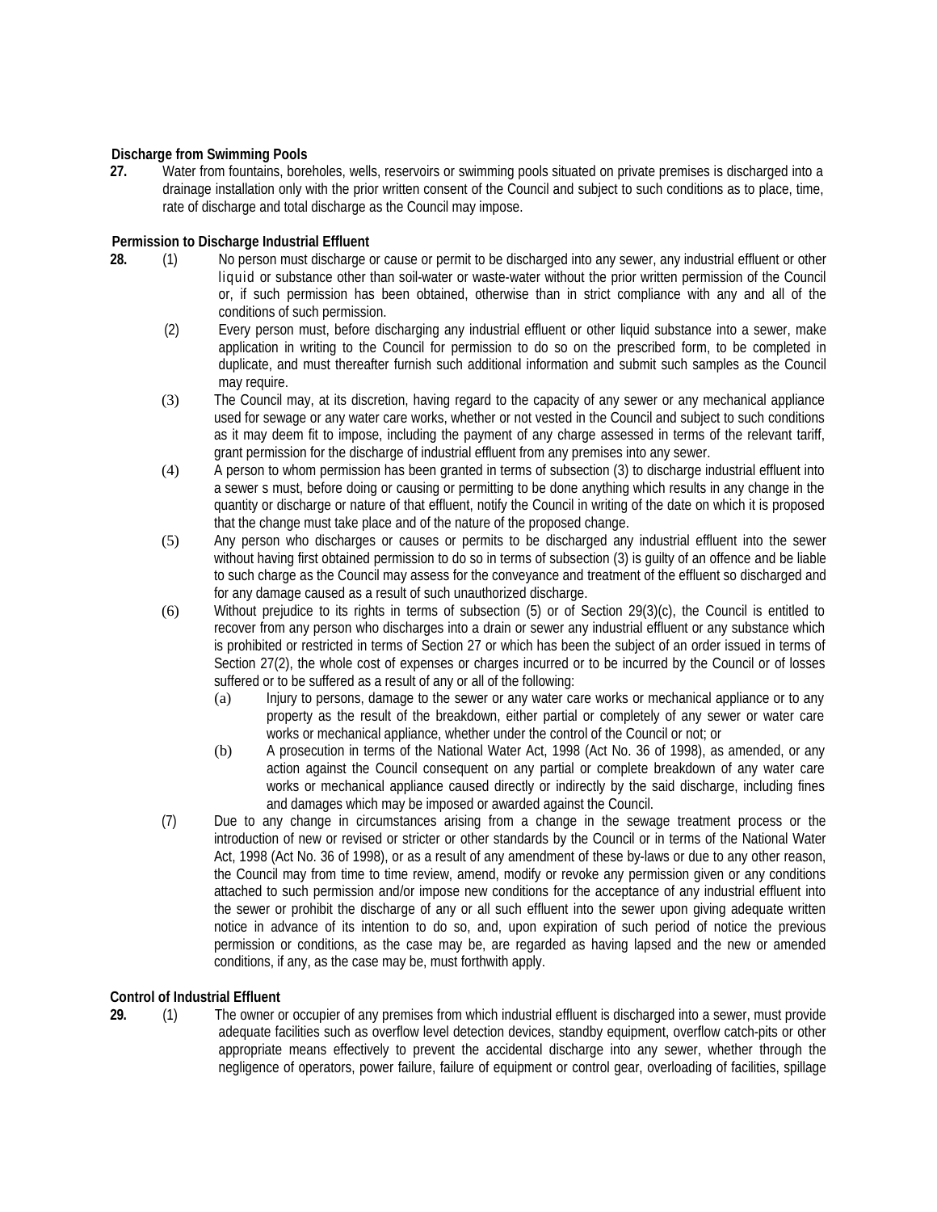**Discharge from Swimming Pools**

**27.** Water from fountains, boreholes, wells, reservoirs or swimming pools situated on private premises is discharged into a drainage installation only with the prior written consent of the Council and subject to such conditions as to place, time, rate of discharge and total discharge as the Council may impose.

**Permission to Discharge Industrial Effluent**

**28.** (1) No person must discharge or cause or permit to be discharged into any sewer, any industrial effluent or other liquid or substance other than soil-water or waste-water without the prior written permission of the Council or, if such permission has been obtained, otherwise than in strict compliance with any and all of the conditions of such permission.

(2) Every person must, before discharging any industrial effluent or other liquid substance into a sewer, make application in writing to the Council for permission to do so on the prescribed form, to be completed in duplicate, and must thereafter furnish such additional information and submit such samples as the Council may require.

(3) The Council may, at its discretion, having regard to the capacity of any sewer or any mechanical appliance used for sewage or any water care works, whether or not vested in the Council and subject to such conditions as it may deem fit to impose, including the payment of any charge assessed in terms of the relevant tariff, grant permission for the discharge of industrial effluent from any premises into any sewer.

(4) A person to whom permission has been granted in terms of subsection (3) to discharge industrial effluent into a sewer s must, before doing or causing or permitting to be done anything which results in any change in the quantity or discharge or nature of that effluent, notify the Council in writing of the date on which it is proposed that the change must take place and of the nature of the proposed change.

(5) Any person who discharges or causes or permits to be discharged any industrial effluent into the sewer without having first obtained permission to do so in terms of subsection (3) is guilty of an offence and be liable to such charge as the Council may assess for the conveyance and treatment of the effluent so discharged and for any damage caused as a result of such unauthorized discharge.

(6) Without prejudice to its rights in terms of subsection (5) or of Section 29(3)(c), the Council is entitled to recover from any person who discharges into a drain or sewer any industrial effluent or any substance which is prohibited or restricted in terms of Section 27 or which has been the subject of an order issued in terms of Section 27(2), the whole cost of expenses or charges incurred or to be incurred by the Council or of losses suffered or to be suffered as a result of any or all of the following:

(a) Injury to persons, damage to the sewer or any water care works or mechanical appliance or to any property as the result of the breakdown, either partial or completely of any sewer or water care works or mechanical appliance, whether under the control of the Council or not; or

(b) A prosecution in terms of the National Water Act, 1998 (Act No. 36 of 1998), as amended, or any action against the Council consequent on any partial or complete breakdown of any water care works or mechanical appliance caused directly or indirectly by the said discharge, including fines and damages which may be imposed or awarded against the Council.

(7) Due to any change in circumstances arising from a change in the sewage treatment process or the introduction of new or revised or stricter or other standards by the Council or in terms of the National Water Act, 1998 (Act No. 36 of 1998), or as a result of any amendment of these by-laws or due to any other reason, the Council may from time to time review, amend, modify or revoke any permission given or any conditions attached to such permission and/or impose new conditions for the acceptance of any industrial effluent into the sewer or prohibit the discharge of any or all such effluent into the sewer upon giving adequate written notice in advance of its intention to do so, and, upon expiration of such period of notice the previous permission or conditions, as the case may be, are regarded as having lapsed and the new or amended conditions, if any, as the case may be, must forthwith apply.

**Control of Industrial Effluent**

**29.** (1) The owner or occupier of any premises from which industrial effluent is discharged into a sewer, must provide adequate facilities such as overflow level detection devices, standby equipment, overflow catch-pits or other appropriate means effectively to prevent the accidental discharge into any sewer, whether through the negligence of operators, power failure, failure of equipment or control gear, overloading of facilities, spillage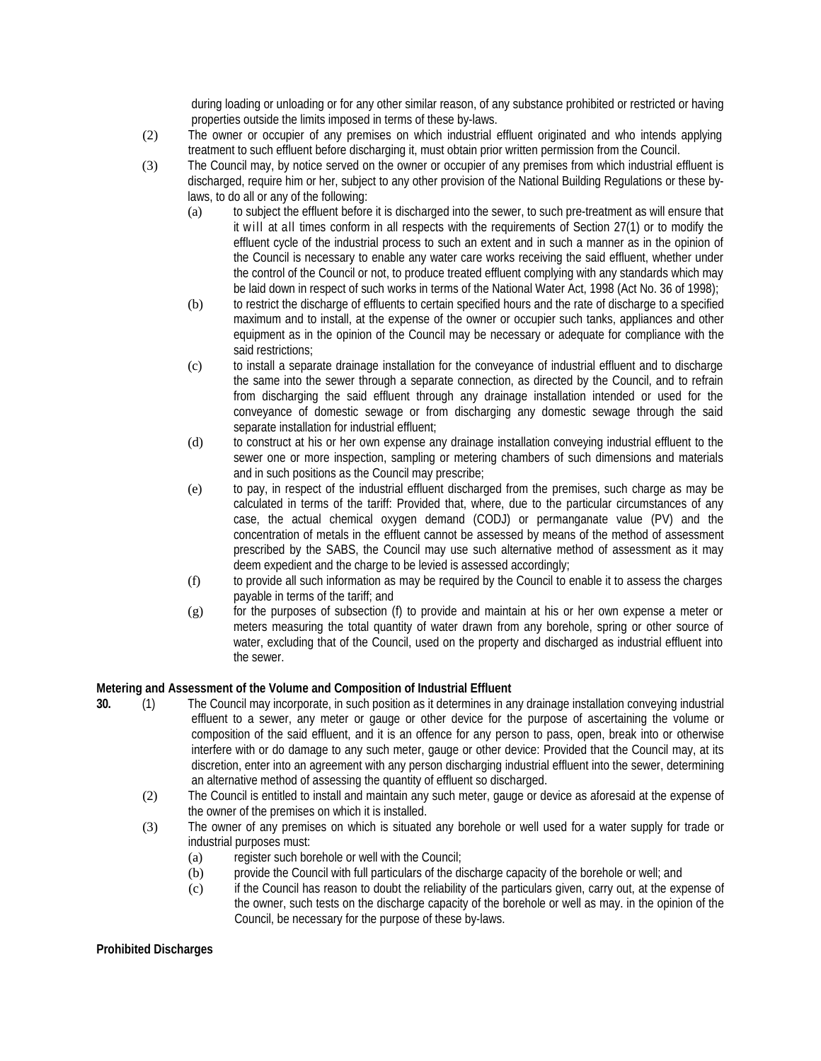during loading or unloading or for any other similar reason, of any substance prohibited or restricted or having properties outside the limits imposed in terms of these by-laws.

(2) The owner or occupier of any premises on which industrial effluent originated and who intends applying treatment to such effluent before discharging it, must obtain prior written permission from the Council.

(3) The Council may, by notice served on the owner or occupier of any premises from which industrial effluent is discharged, require him or her, subject to any other provision of the National Building Regulations or these by-laws, to do all or any of the following:

(a) to subject the effluent before it is discharged into the sewer, to such pre-treatment as will ensure that it will at all times conform in all respects with the requirements of Section 27(1) or to modify the effluent cycle of the industrial process to such an extent and in such a manner as in the opinion of the Council is necessary to enable any water care works receiving the said effluent, whether under the control of the Council or not, to produce treated effluent complying with any standards which may be laid down in respect of such works in terms of the National Water Act, 1998 (Act No. 36 of 1998);

(b) to restrict the discharge of effluents to certain specified hours and the rate of discharge to a specified maximum and to install, at the expense of the owner or occupier such tanks, appliances and other equipment as in the opinion of the Council may be necessary or adequate for compliance with the said restrictions;

(c) to install a separate drainage installation for the conveyance of industrial effluent and to discharge the same into the sewer through a separate connection, as directed by the Council, and to refrain from discharging the said effluent through any drainage installation intended or used for the conveyance of domestic sewage or from discharging any domestic sewage through the said separate installation for industrial effluent;

(d) to construct at his or her own expense any drainage installation conveying industrial effluent to the sewer one or more inspection, sampling or metering chambers of such dimensions and materials and in such positions as the Council may prescribe;

(e) to pay, in respect of the industrial effluent discharged from the premises, such charge as may be calculated in terms of the tariff: Provided that, where, due to the particular circumstances of any case, the actual chemical oxygen demand (CODJ) or permanganate value (PV) and the concentration of metals in the effluent cannot be assessed by means of the method of assessment prescribed by the SABS, the Council may use such alternative method of assessment as it may deem expedient and the charge to be levied is assessed accordingly;

(f) to provide all such information as may be required by the Council to enable it to assess the charges payable in terms of the tariff; and

(g) for the purposes of subsection (f) to provide and maintain at his or her own expense a meter or meters measuring the total quantity of water drawn from any borehole, spring or other source of water, excluding that of the Council, used on the property and discharged as industrial effluent into the sewer.

**Metering and Assessment of the Volume and Composition of Industrial Effluent**

**30.** (1) The Council may incorporate, in such position as it determines in any drainage installation conveying industrial effluent to a sewer, any meter or gauge or other device for the purpose of ascertaining the volume or composition of the said effluent, and it is an offence for any person to pass, open, break into or otherwise interfere with or do damage to any such meter, gauge or other device: Provided that the Council may, at its discretion, enter into an agreement with any person discharging industrial effluent into the sewer, determining an alternative method of assessing the quantity of effluent so discharged.

(2) The Council is entitled to install and maintain any such meter, gauge or device as aforesaid at the expense of the owner of the premises on which it is installed.

(3) The owner of any premises on which is situated any borehole or well used for a water supply for trade or industrial purposes must:

(a) register such borehole or well with the Council;

(b) provide the Council with full particulars of the discharge capacity of the borehole or well; and

(c) if the Council has reason to doubt the reliability of the particulars given, carry out, at the expense of the owner, such tests on the discharge capacity of the borehole or well as may. in the opinion of the Council, be necessary for the purpose of these by-laws.

**Prohibited Discharges**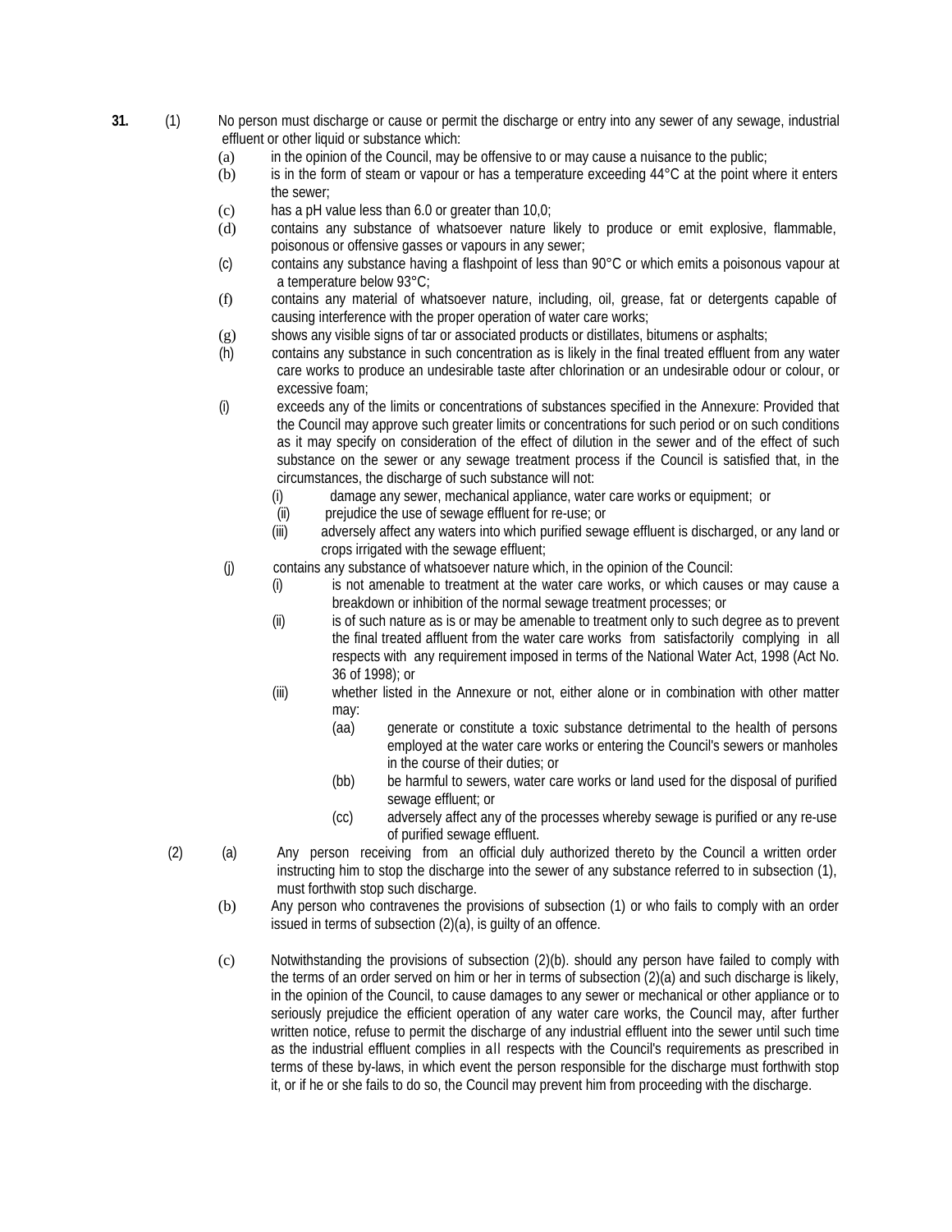**31.** (1) No person must discharge or cause or permit the discharge or entry into any sewer of any sewage, industrial effluent or other liquid or substance which:

(a) in the opinion of the Council, may be offensive to or may cause a nuisance to the public;

(b) is in the form of steam or vapour or has a temperature exceeding 44°C at the point where it enters the sewer;

(c) has a pH value less than 6.0 or greater than 10,0;

(d) contains any substance of whatsoever nature likely to produce or emit explosive, flammable, poisonous or offensive gasses or vapours in any sewer;

(c) contains any substance having a flashpoint of less than 90°C or which emits a poisonous vapour at a temperature below 93°C;

(f) contains any material of whatsoever nature, including, oil, grease, fat or detergents capable of causing interference with the proper operation of water care works;

(g) shows any visible signs of tar or associated products or distillates, bitumens or asphalts;

(h) contains any substance in such concentration as is likely in the final treated effluent from any water care works to produce an undesirable taste after chlorination or an undesirable odour or colour, or excessive foam;

(i) exceeds any of the limits or concentrations of substances specified in the Annexure: Provided that the Council may approve such greater limits or concentrations for such period or on such conditions as it may specify on consideration of the effect of dilution in the sewer and of the effect of such substance on the sewer or any sewage treatment process if the Council is satisfied that, in the circumstances, the discharge of such substance will not:

(i) damage any sewer, mechanical appliance, water care works or equipment; or

(ii) prejudice the use of sewage effluent for re-use; or

(iii) adversely affect any waters into which purified sewage effluent is discharged, or any land or crops irrigated with the sewage effluent;

(j) contains any substance of whatsoever nature which, in the opinion of the Council:

(i) is not amenable to treatment at the water care works, or which causes or may cause a breakdown or inhibition of the normal sewage treatment processes; or

(ii) is of such nature as is or may be amenable to treatment only to such degree as to prevent the final treated affluent from the water care works from satisfactorily complying in all respects with any requirement imposed in terms of the National Water Act, 1998 (Act No. 36 of 1998); or

(iii) whether listed in the Annexure or not, either alone or in combination with other matter may:

(aa) generate or constitute a toxic substance detrimental to the health of persons employed at the water care works or entering the Council's sewers or manholes in the course of their duties; or

(bb) be harmful to sewers, water care works or land used for the disposal of purified sewage effluent; or

(cc) adversely affect any of the processes whereby sewage is purified or any re-use of purified sewage effluent.

(2) (a) Any person receiving from an official duly authorized thereto by the Council a written order instructing him to stop the discharge into the sewer of any substance referred to in subsection (1), must forthwith stop such discharge.

(b) Any person who contravenes the provisions of subsection (1) or who fails to comply with an order issued in terms of subsection (2)(a), is guilty of an offence.

(c) Notwithstanding the provisions of subsection (2)(b). should any person have failed to comply with the terms of an order served on him or her in terms of subsection (2)(a) and such discharge is likely, in the opinion of the Council, to cause damages to any sewer or mechanical or other appliance or to seriously prejudice the efficient operation of any water care works, the Council may, after further written notice, refuse to permit the discharge of any industrial effluent into the sewer until such time as the industrial effluent complies in all respects with the Council's requirements as prescribed in terms of these by-laws, in which event the person responsible for the discharge must forthwith stop it, or if he or she fails to do so, the Council may prevent him from proceeding with the discharge.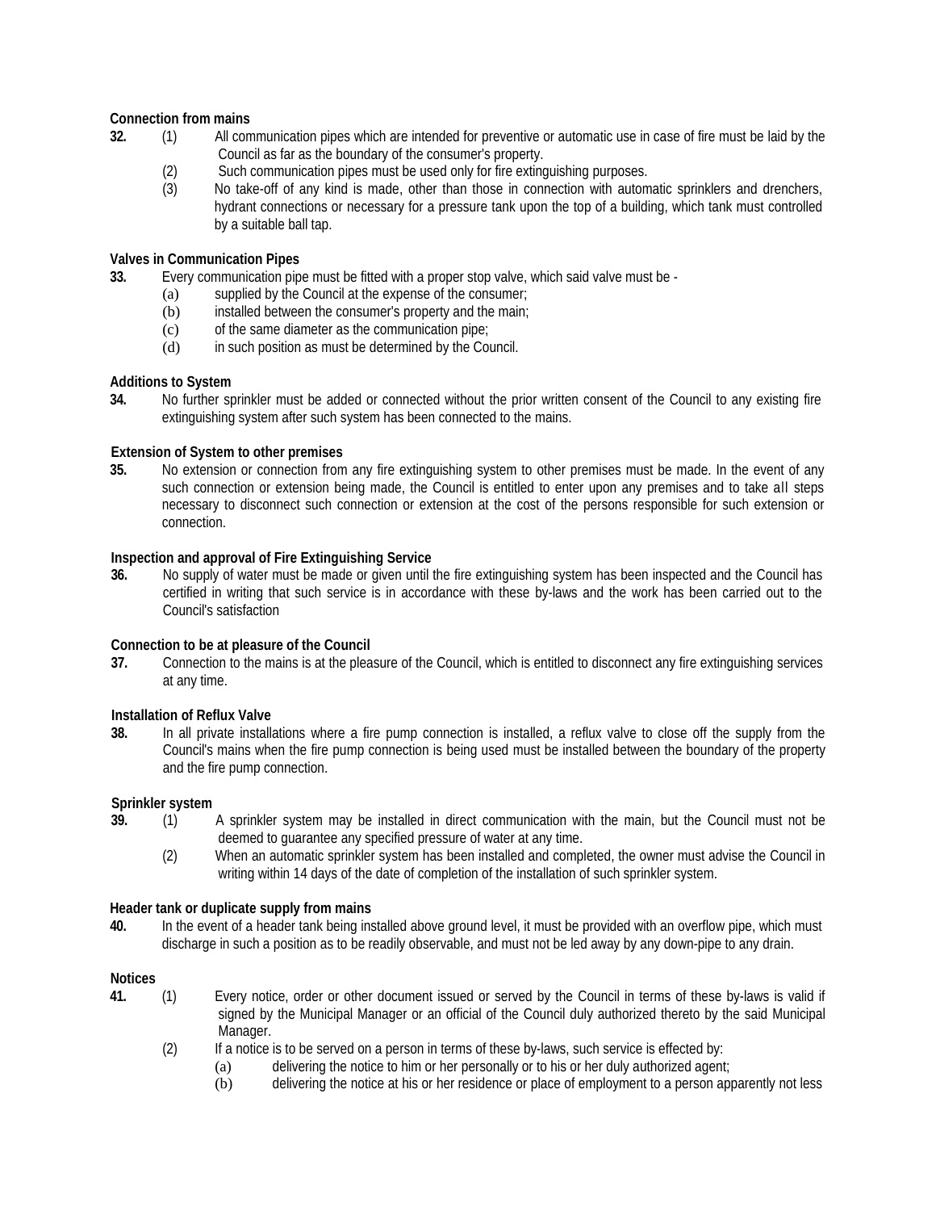**Connection from mains**

**32.** (1) All communication pipes which are intended for preventive or automatic use in case of fire must be laid by the Council as far as the boundary of the consumer's property.

(2) Such communication pipes must be used only for fire extinguishing purposes.

(3) No take-off of any kind is made, other than those in connection with automatic sprinklers and drenchers, hydrant connections or necessary for a pressure tank upon the top of a building, which tank must controlled by a suitable ball tap.

**Valves in Communication Pipes**

**33.** Every communication pipe must be fitted with a proper stop valve, which said valve must be -

(a) supplied by the Council at the expense of the consumer;

(b) installed between the consumer's property and the main;

(c) of the same diameter as the communication pipe;

(d) in such position as must be determined by the Council.

**Additions to System**

**34.** No further sprinkler must be added or connected without the prior written consent of the Council to any existing fire extinguishing system after such system has been connected to the mains.

**Extension of System to other premises**

**35.** No extension or connection from any fire extinguishing system to other premises must be made. In the event of any such connection or extension being made, the Council is entitled to enter upon any premises and to take all steps necessary to disconnect such connection or extension at the cost of the persons responsible for such extension or connection.

**Inspection and approval of Fire Extinguishing Service**

**36.** No supply of water must be made or given until the fire extinguishing system has been inspected and the Council has certified in writing that such service is in accordance with these by-laws and the work has been carried out to the Council's satisfaction

**Connection to be at pleasure of the Council**

**37.** Connection to the mains is at the pleasure of the Council, which is entitled to disconnect any fire extinguishing services at any time.

**Installation of Reflux Valve**

**38.** In all private installations where a fire pump connection is installed, a reflux valve to close off the supply from the Council's mains when the fire pump connection is being used must be installed between the boundary of the property and the fire pump connection.

**Sprinkler system**

**39.** (1) A sprinkler system may be installed in direct communication with the main, but the Council must not be deemed to guarantee any specified pressure of water at any time.

(2) When an automatic sprinkler system has been installed and completed, the owner must advise the Council in writing within 14 days of the date of completion of the installation of such sprinkler system.

**Header tank or duplicate supply from mains**

**40.** In the event of a header tank being installed above ground level, it must be provided with an overflow pipe, which must discharge in such a position as to be readily observable, and must not be led away by any down-pipe to any drain.

**Notices**

**41.** (1) Every notice, order or other document issued or served by the Council in terms of these by-laws is valid if signed by the Municipal Manager or an official of the Council duly authorized thereto by the said Municipal Manager.

(2) If a notice is to be served on a person in terms of these by-laws, such service is effected by:

(a) delivering the notice to him or her personally or to his or her duly authorized agent;

(b) delivering the notice at his or her residence or place of employment to a person apparently not less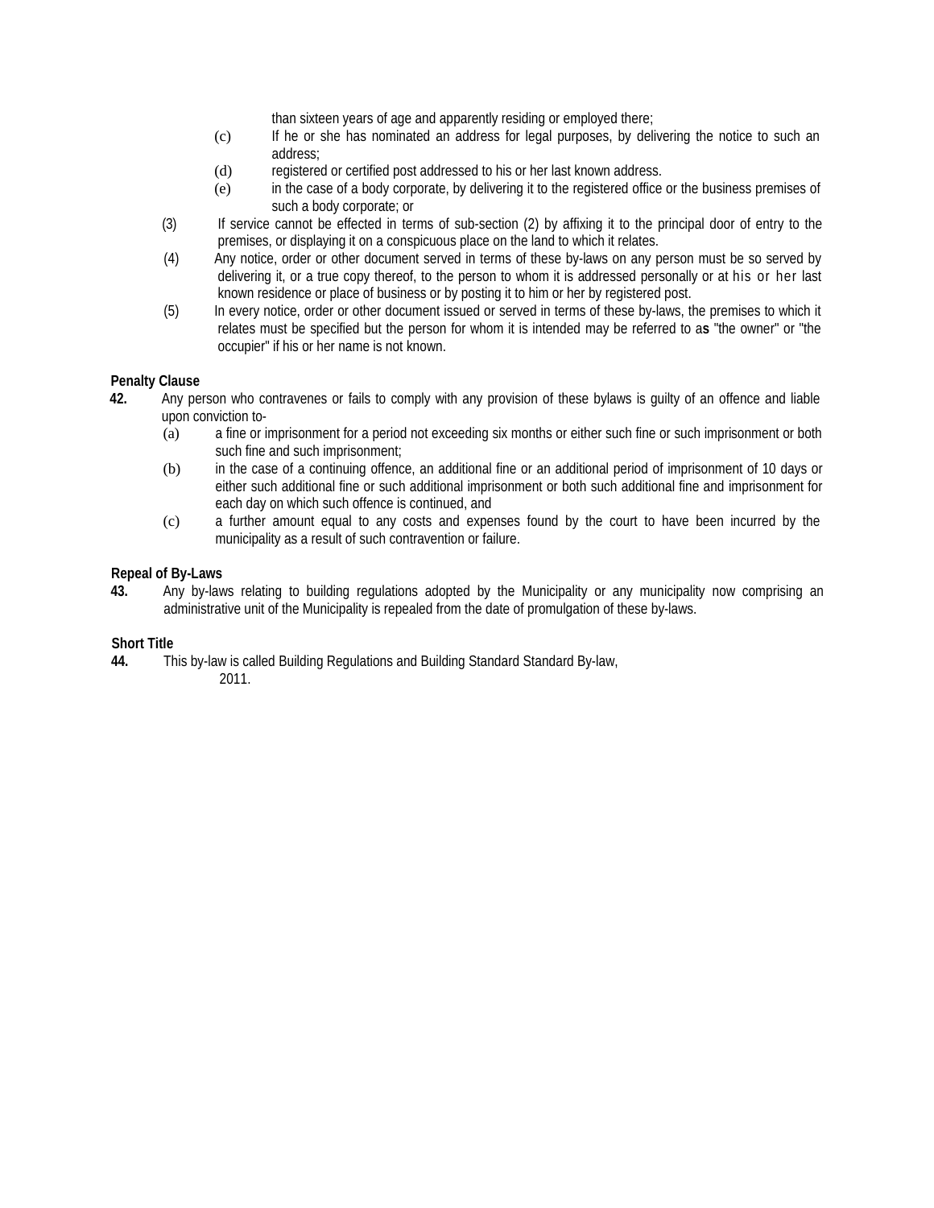than sixteen years of age and apparently residing or employed there;

(c) If he or she has nominated an address for legal purposes, by delivering the notice to such an address;

(d) registered or certified post addressed to his or her last known address.

(e) in the case of a body corporate, by delivering it to the registered office or the business premises of such a body corporate; or

(3) If service cannot be effected in terms of sub-section (2) by affixing it to the principal door of entry to the premises, or displaying it on a conspicuous place on the land to which it relates.

(4) Any notice, order or other document served in terms of these by-laws on any person must be so served by delivering it, or a true copy thereof, to the person to whom it is addressed personally or at his or her last known residence or place of business or by posting it to him or her by registered post.

(5) In every notice, order or other document issued or served in terms of these by-laws, the premises to which it relates must be specified but the person for whom it is intended may be referred to a**s** "the owner" or "the occupier" if his or her name is not known.

**Penalty Clause**

**42.** Any person who contravenes or fails to comply with any provision of these bylaws is guilty of an offence and liable upon conviction to-

(a) a fine or imprisonment for a period not exceeding six months or either such fine or such imprisonment or both such fine and such imprisonment;

(b) in the case of a continuing offence, an additional fine or an additional period of imprisonment of 10 days or either such additional fine or such additional imprisonment or both such additional fine and imprisonment for each day on which such offence is continued, and

(c) a further amount equal to any costs and expenses found by the court to have been incurred by the municipality as a result of such contravention or failure.

**Repeal of By-Laws**

**43.** Any by-laws relating to building regulations adopted by the Municipality or any municipality now comprising an administrative unit of the Municipality is repealed from the date of promulgation of these by-laws.

**Short Title**

**44.** This by-law is called Building Regulations and Building Standard Standard By-law, 2011.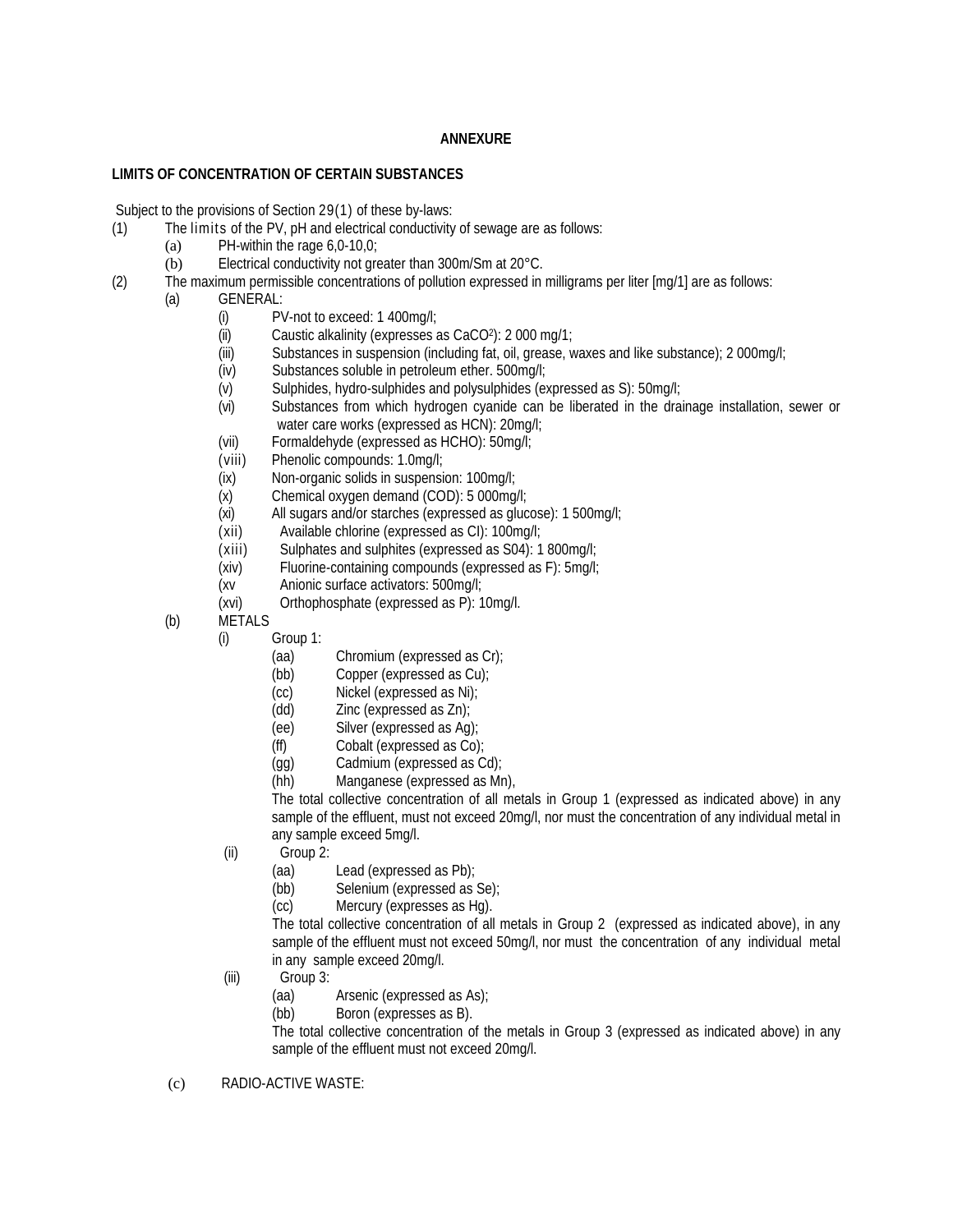**ANNEXURE**

**LIMITS OF CONCENTRATION OF CERTAIN SUBSTANCES**

Subject to the provisions of Section 29(1) of these by-laws:

(1) The limits of the PV, pH and electrical conductivity of sewage are as follows:

- (a) PH-within the rage 6,0-10,0;
- (b) Electrical conductivity not greater than 300m/Sm at 20°C.

(2) The maximum permissible concentrations of pollution expressed in milligrams per liter [mg/1] are as follows:

- (a) GENERAL:
  - (i) PV-not to exceed: 1 400mg/l;
  - (ii) Caustic alkalinity (expresses as $CaCO^2$): 2 000 mg/1;
  - (iii) Substances in suspension (including fat, oil, grease, waxes and like substance); 2 000mg/l;
  - (iv) Substances soluble in petroleum ether. 500mg/l;
  - (v) Sulphides, hydro-sulphides and polysulphides (expressed as S): 50mg/l;
  - (vi) Substances from which hydrogen cyanide can be liberated in the drainage installation, sewer or water care works (expressed as HCN): 20mg/l;
  - (vii) Formaldehyde (expressed as HCHO): 50mg/l;
  - (viii) Phenolic compounds: 1.0mg/l;
  - (ix) Non-organic solids in suspension: 100mg/l;
  - (x) Chemical oxygen demand (COD): 5 000mg/l;
  - (xi) All sugars and/or starches (expressed as glucose): 1 500mg/l;
  - (xii) Available chlorine (expressed as CI): 100mg/l;
  - (xiii) Sulphates and sulphites (expressed as S04): 1 800mg/l;
  - (xiv) Fluorine-containing compounds (expressed as F): 5mg/l;
  - (xv Anionic surface activators: 500mg/l;
  - (xvi) Orthophosphate (expressed as P): 10mg/l.
- (b) METALS
  - (i) Group 1:
    - (aa) Chromium (expressed as Cr);
    - (bb) Copper (expressed as Cu);
    - (cc) Nickel (expressed as Ni);
    - (dd) Zinc (expressed as Zn);
    - (ee) Silver (expressed as Ag);
    - (ff) Cobalt (expressed as Co);
    - (gg) Cadmium (expressed as Cd);
    - (hh) Manganese (expressed as Mn),

    The total collective concentration of all metals in Group 1 (expressed as indicated above) in any sample of the effluent, must not exceed 20mg/l, nor must the concentration of any individual metal in any sample exceed 5mg/l.
  - (ii) Group 2:
    - (aa) Lead (expressed as Pb);
    - (bb) Selenium (expressed as Se);
    - (cc) Mercury (expresses as Hg).

    The total collective concentration of all metals in Group 2 (expressed as indicated above), in any sample of the effluent must not exceed 50mg/l, nor must the concentration of any individual metal in any sample exceed 20mg/l.
  - (iii) Group 3:
    - (aa) Arsenic (expressed as As);
    - (bb) Boron (expresses as B).

    The total collective concentration of the metals in Group 3 (expressed as indicated above) in any sample of the effluent must not exceed 20mg/l.
- (c) RADIO-ACTIVE WASTE: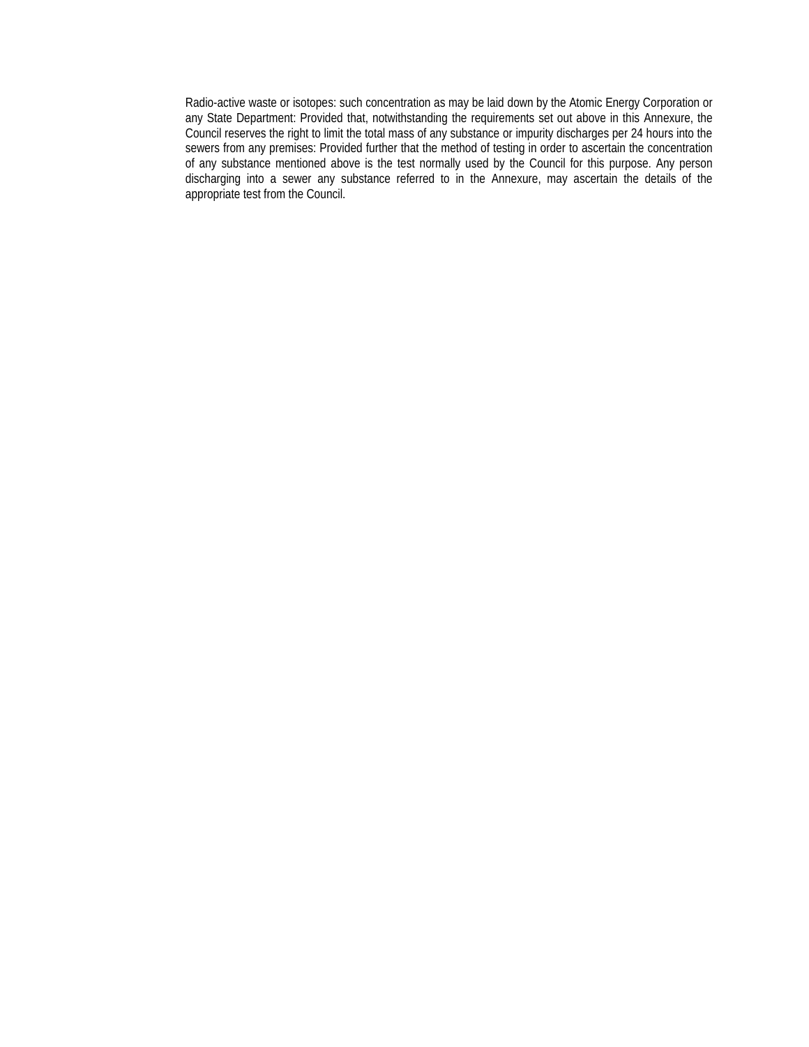Radio-active waste or isotopes: such concentration as may be laid down by the Atomic Energy Corporation or any State Department: Provided that, notwithstanding the requirements set out above in this Annexure, the Council reserves the right to limit the total mass of any substance or impurity discharges per 24 hours into the sewers from any premises: Provided further that the method of testing in order to ascertain the concentration of any substance mentioned above is the test normally used by the Council for this purpose. Any person discharging into a sewer any substance referred to in the Annexure, may ascertain the details of the appropriate test from the Council.